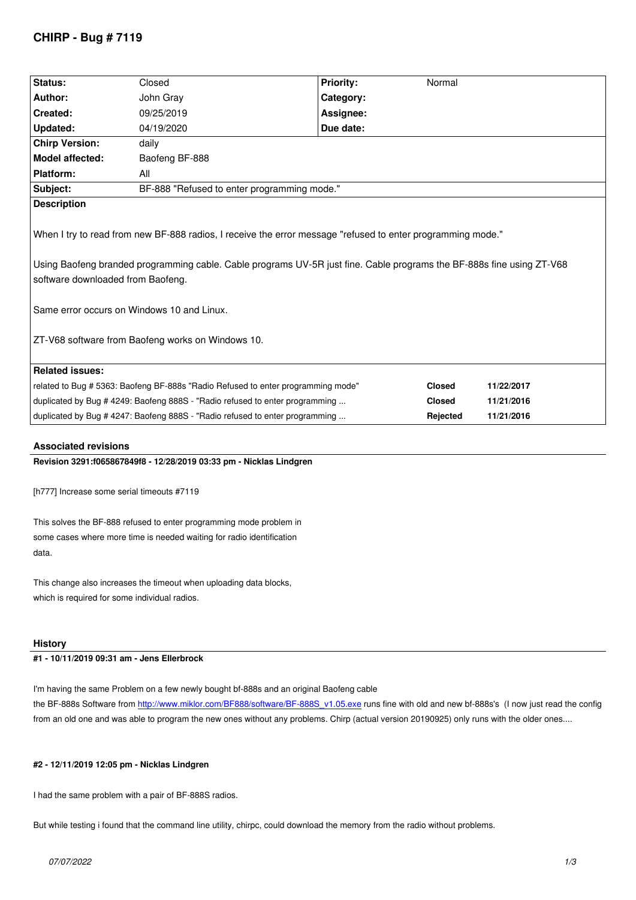# CHIRP - Bug # 7119

| Status: | Closed | Priority: | Normal |
|---|---|---|---|
| Author: | John Gray | Category: | |
| Created: | 09/25/2019 | Assignee: | |
| Updated: | 04/19/2020 | Due date: | |
| Chirp Version: | daily | | |
| Model affected: | Baofeng BF-888 | | |
| Platform: | All | | |
| Subject: | BF-888 "Refused to enter programming mode." | | |

**Description**

When I try to read from new BF-888 radios, I receive the error message "refused to enter programming mode."

Using Baofeng branded programming cable. Cable programs UV-5R just fine. Cable programs the BF-888s fine using ZT-V68 software downloaded from Baofeng.

Same error occurs on Windows 10 and Linux.

ZT-V68 software from Baofeng works on Windows 10.

**Related issues:**

| | | |
|---|---|---|
| related to Bug # 5363: Baofeng BF-888s "Radio Refused to enter programming mode" | Closed | 11/22/2017 |
| duplicated by Bug # 4249: Baofeng 888S - "Radio refused to enter programming ... | Closed | 11/21/2016 |
| duplicated by Bug # 4247: Baofeng 888S - "Radio refused to enter programming ... | Rejected | 11/21/2016 |

## Associated revisions

**Revision 3291:f065867849f8 - 12/28/2019 03:33 pm - Nicklas Lindgren**

[h777] Increase some serial timeouts #7119

This solves the BF-888 refused to enter programming mode problem in some cases where more time is needed waiting for radio identification data.

This change also increases the timeout when uploading data blocks, which is required for some individual radios.

## History

**#1 - 10/11/2019 09:31 am - Jens Ellerbrock**

I'm having the same Problem on a few newly bought bf-888s and an original Baofeng cable
the BF-888s Software from http://www.miklor.com/BF888/software/BF-888S_v1.05.exe runs fine with old and new bf-888s's (I now just read the config from an old one and was able to program the new ones without any problems. Chirp (actual version 20190925) only runs with the older ones....

**#2 - 12/11/2019 12:05 pm - Nicklas Lindgren**

I had the same problem with a pair of BF-888S radios.

But while testing i found that the command line utility, chirpc, could download the memory from the radio without problems.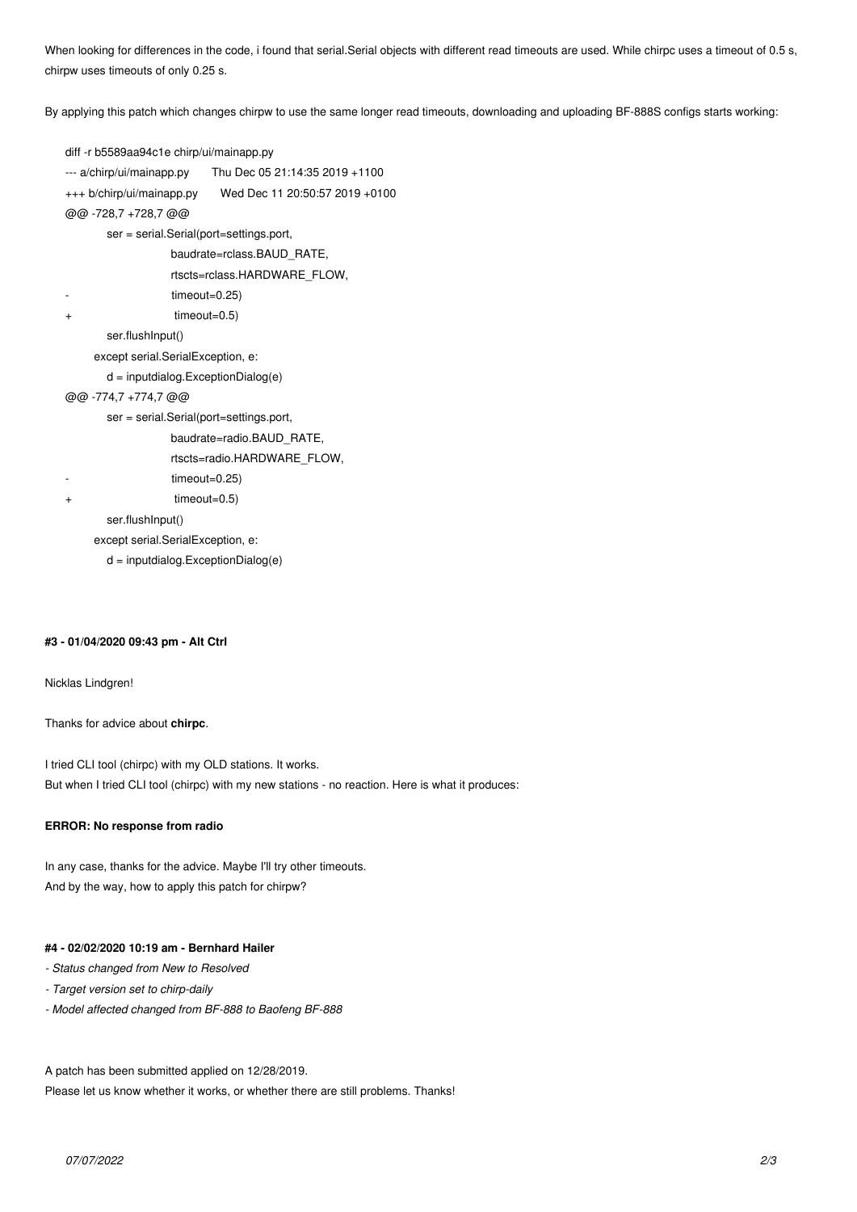When looking for differences in the code, i found that serial.Serial objects with different read timeouts are used. While chirpc uses a timeout of 0.5 s, chirpw uses timeouts of only 0.25 s.

By applying this patch which changes chirpw to use the same longer read timeouts, downloading and uploading BF-888S configs starts working:

```
diff -r b5589aa94c1e chirp/ui/mainapp.py
--- a/chirp/ui/mainapp.py      Thu Dec 05 21:14:35 2019 +1100
+++ b/chirp/ui/mainapp.py      Wed Dec 11 20:50:57 2019 +0100
@@ -728,7 +728,7 @@
         ser = serial.Serial(port=settings.port,
                     baudrate=rclass.BAUD_RATE,
                     rtscts=rclass.HARDWARE_FLOW,
-                    timeout=0.25)
+                     timeout=0.5)
         ser.flushInput()
       except serial.SerialException, e:
         d = inputdialog.ExceptionDialog(e)
@@ -774,7 +774,7 @@
         ser = serial.Serial(port=settings.port,
                     baudrate=radio.BAUD_RATE,
                     rtscts=radio.HARDWARE_FLOW,
-                    timeout=0.25)
+                     timeout=0.5)
         ser.flushInput()
       except serial.SerialException, e:
         d = inputdialog.ExceptionDialog(e)
```

#### #3 - 01/04/2020 09:43 pm - Alt Ctrl

Nicklas Lindgren!

Thanks for advice about **chirpc**.

I tried CLI tool (chirpc) with my OLD stations. It works.
But when I tried CLI tool (chirpc) with my new stations - no reaction. Here is what it produces:

**ERROR: No response from radio**

In any case, thanks for the advice. Maybe I'll try other timeouts.
And by the way, how to apply this patch for chirpw?

#### #4 - 02/02/2020 10:19 am - Bernhard Hailer

- *Status changed from New to Resolved*
- *Target version set to chirp-daily*
- *Model affected changed from BF-888 to Baofeng BF-888*

A patch has been submitted applied on 12/28/2019.
Please let us know whether it works, or whether there are still problems. Thanks!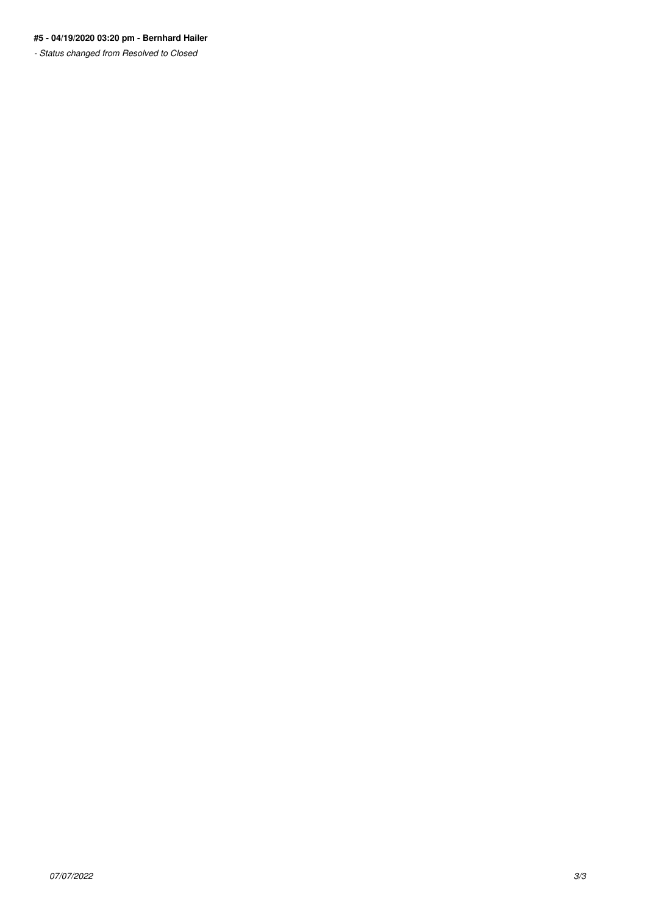**#5 - 04/19/2020 03:20 pm - Bernhard Hailer**

*- Status changed from Resolved to Closed*